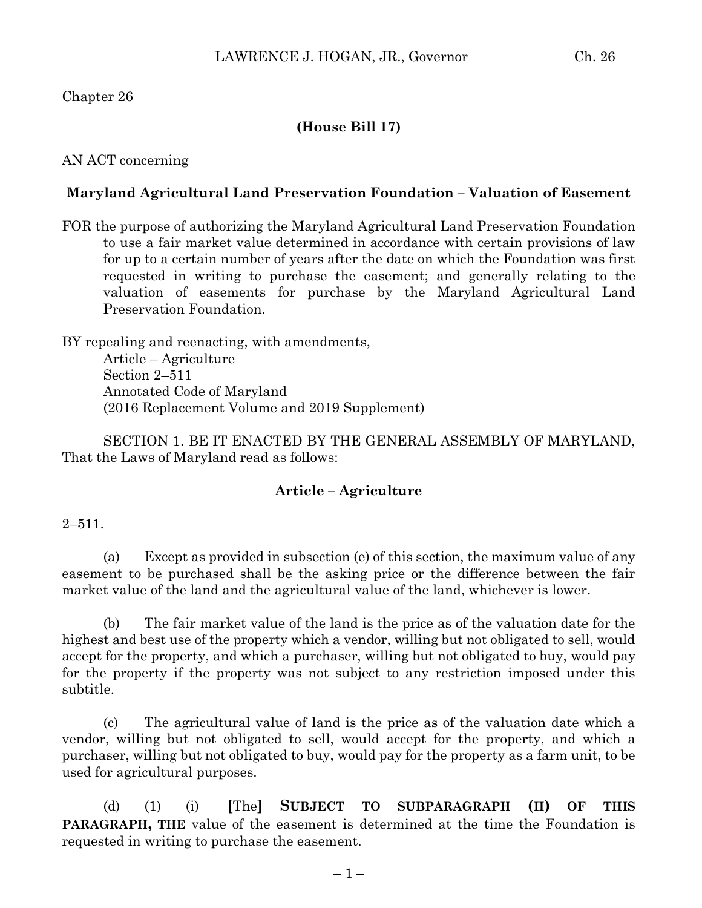Chapter 26

**(House Bill 17)**

AN ACT concerning

**Maryland Agricultural Land Preservation Foundation – Valuation of Easement**

FOR the purpose of authorizing the Maryland Agricultural Land Preservation Foundation to use a fair market value determined in accordance with certain provisions of law for up to a certain number of years after the date on which the Foundation was first requested in writing to purchase the easement; and generally relating to the valuation of easements for purchase by the Maryland Agricultural Land Preservation Foundation.

BY repealing and reenacting, with amendments,
Article – Agriculture
Section 2–511
Annotated Code of Maryland
(2016 Replacement Volume and 2019 Supplement)

SECTION 1. BE IT ENACTED BY THE GENERAL ASSEMBLY OF MARYLAND, That the Laws of Maryland read as follows:

**Article – Agriculture**

2–511.

(a) Except as provided in subsection (e) of this section, the maximum value of any easement to be purchased shall be the asking price or the difference between the fair market value of the land and the agricultural value of the land, whichever is lower.

(b) The fair market value of the land is the price as of the valuation date for the highest and best use of the property which a vendor, willing but not obligated to sell, would accept for the property, and which a purchaser, willing but not obligated to buy, would pay for the property if the property was not subject to any restriction imposed under this subtitle.

(c) The agricultural value of land is the price as of the valuation date which a vendor, willing but not obligated to sell, would accept for the property, and which a purchaser, willing but not obligated to buy, would pay for the property as a farm unit, to be used for agricultural purposes.

(d) (1) (i) **[**The**]** **SUBJECT TO SUBPARAGRAPH (II) OF THIS PARAGRAPH, THE** value of the easement is determined at the time the Foundation is requested in writing to purchase the easement.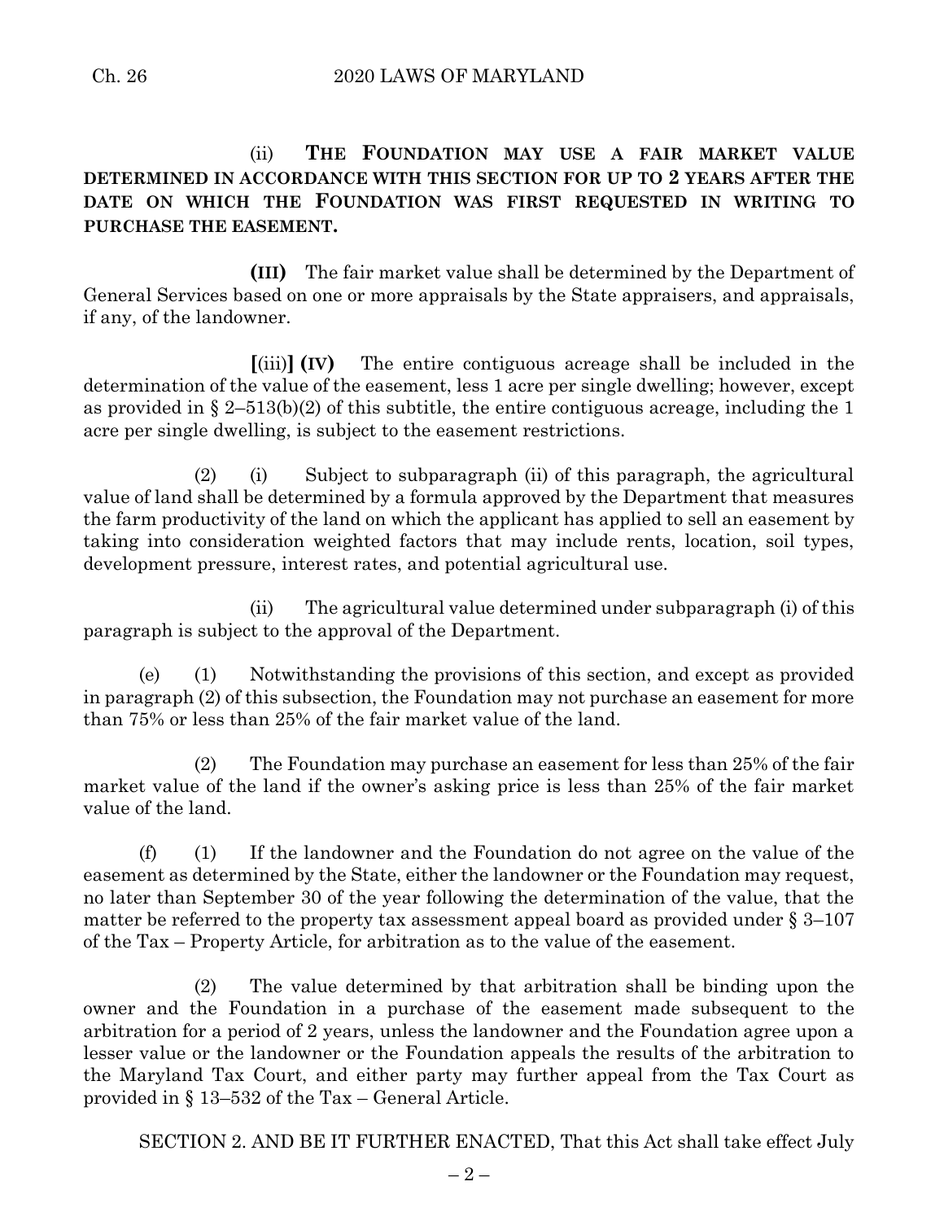(ii) **THE FOUNDATION MAY USE A FAIR MARKET VALUE DETERMINED IN ACCORDANCE WITH THIS SECTION FOR UP TO 2 YEARS AFTER THE DATE ON WHICH THE FOUNDATION WAS FIRST REQUESTED IN WRITING TO PURCHASE THE EASEMENT.**

**(III)** The fair market value shall be determined by the Department of General Services based on one or more appraisals by the State appraisers, and appraisals, if any, of the landowner.

**[**(iii)**] (IV)** The entire contiguous acreage shall be included in the determination of the value of the easement, less 1 acre per single dwelling; however, except as provided in § 2–513(b)(2) of this subtitle, the entire contiguous acreage, including the 1 acre per single dwelling, is subject to the easement restrictions.

(2) (i) Subject to subparagraph (ii) of this paragraph, the agricultural value of land shall be determined by a formula approved by the Department that measures the farm productivity of the land on which the applicant has applied to sell an easement by taking into consideration weighted factors that may include rents, location, soil types, development pressure, interest rates, and potential agricultural use.

(ii) The agricultural value determined under subparagraph (i) of this paragraph is subject to the approval of the Department.

(e) (1) Notwithstanding the provisions of this section, and except as provided in paragraph (2) of this subsection, the Foundation may not purchase an easement for more than 75% or less than 25% of the fair market value of the land.

(2) The Foundation may purchase an easement for less than 25% of the fair market value of the land if the owner's asking price is less than 25% of the fair market value of the land.

(f) (1) If the landowner and the Foundation do not agree on the value of the easement as determined by the State, either the landowner or the Foundation may request, no later than September 30 of the year following the determination of the value, that the matter be referred to the property tax assessment appeal board as provided under § 3–107 of the Tax – Property Article, for arbitration as to the value of the easement.

(2) The value determined by that arbitration shall be binding upon the owner and the Foundation in a purchase of the easement made subsequent to the arbitration for a period of 2 years, unless the landowner and the Foundation agree upon a lesser value or the landowner or the Foundation appeals the results of the arbitration to the Maryland Tax Court, and either party may further appeal from the Tax Court as provided in § 13–532 of the Tax – General Article.

SECTION 2. AND BE IT FURTHER ENACTED, That this Act shall take effect July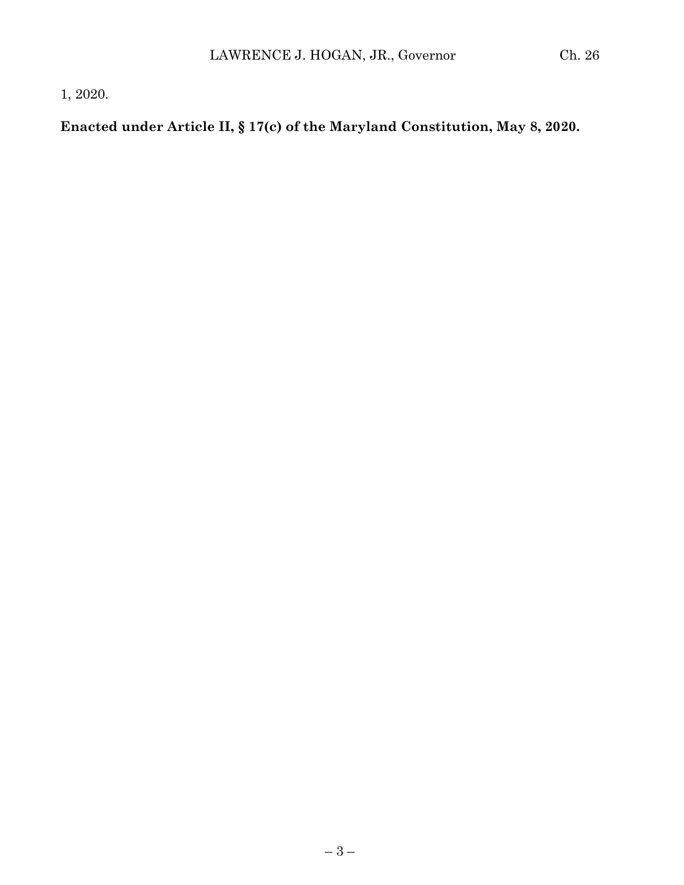1, 2020.

**Enacted under Article II, § 17(c) of the Maryland Constitution, May 8, 2020.**